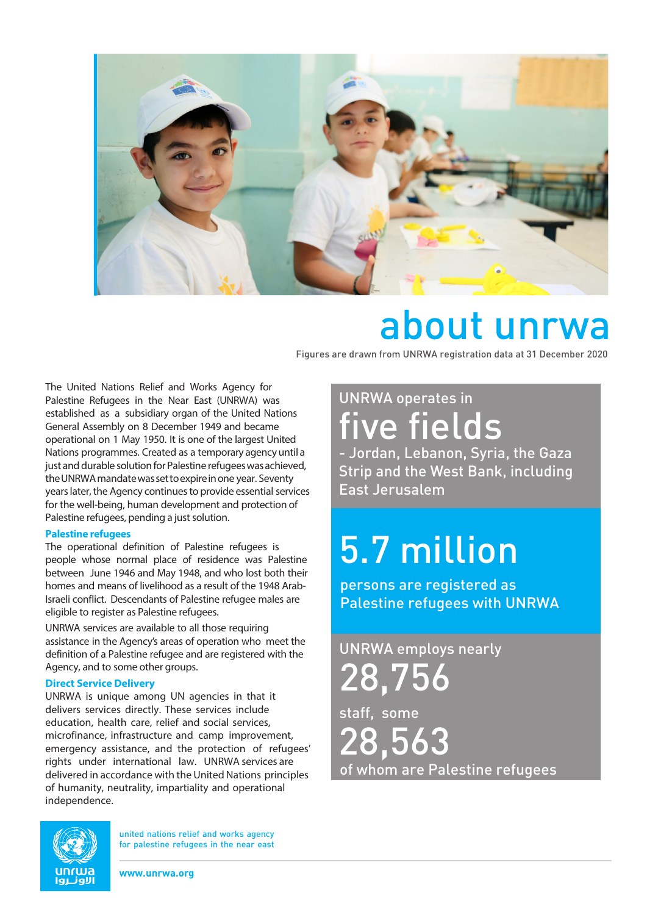# about unrwa

Figures are drawn from UNRWA registration data at 31 December 2020

The United Nations Relief and Works Agency for Palestine Refugees in the Near East (UNRWA) was established as a subsidiary organ of the United Nations General Assembly on 8 December 1949 and became operational on 1 May 1950. It is one of the largest United Nations programmes. Created as a temporary agency until a just and durable solution for Palestine refugees was achieved, the UNRWA mandate was set to expire in one year. Seventy years later, the Agency continues to provide essential services for the well-being, human development and protection of Palestine refugees, pending a just solution.

### Palestine refugees

The operational definition of Palestine refugees is people whose normal place of residence was Palestine between June 1946 and May 1948, and who lost both their homes and means of livelihood as a result of the 1948 Arab-Israeli conflict. Descendants of Palestine refugee males are eligible to register as Palestine refugees.

UNRWA services are available to all those requiring assistance in the Agency's areas of operation who meet the definition of a Palestine refugee and are registered with the Agency, and to some other groups.

### Direct Service Delivery

UNRWA is unique among UN agencies in that it delivers services directly. These services include education, health care, relief and social services, microfinance, infrastructure and camp improvement, emergency assistance, and the protection of refugees' rights under international law. UNRWA services are delivered in accordance with the United Nations principles of humanity, neutrality, impartiality and operational independence.

UNRWA operates in
**five fields**
- Jordan, Lebanon, Syria, the Gaza Strip and the West Bank, including East Jerusalem

**5.7 million**
persons are registered as Palestine refugees with UNRWA

UNRWA employs nearly
**28,756**
staff, some
**28,563**
of whom are Palestine refugees

united nations relief and works agency
for palestine refugees in the near east

www.unrwa.org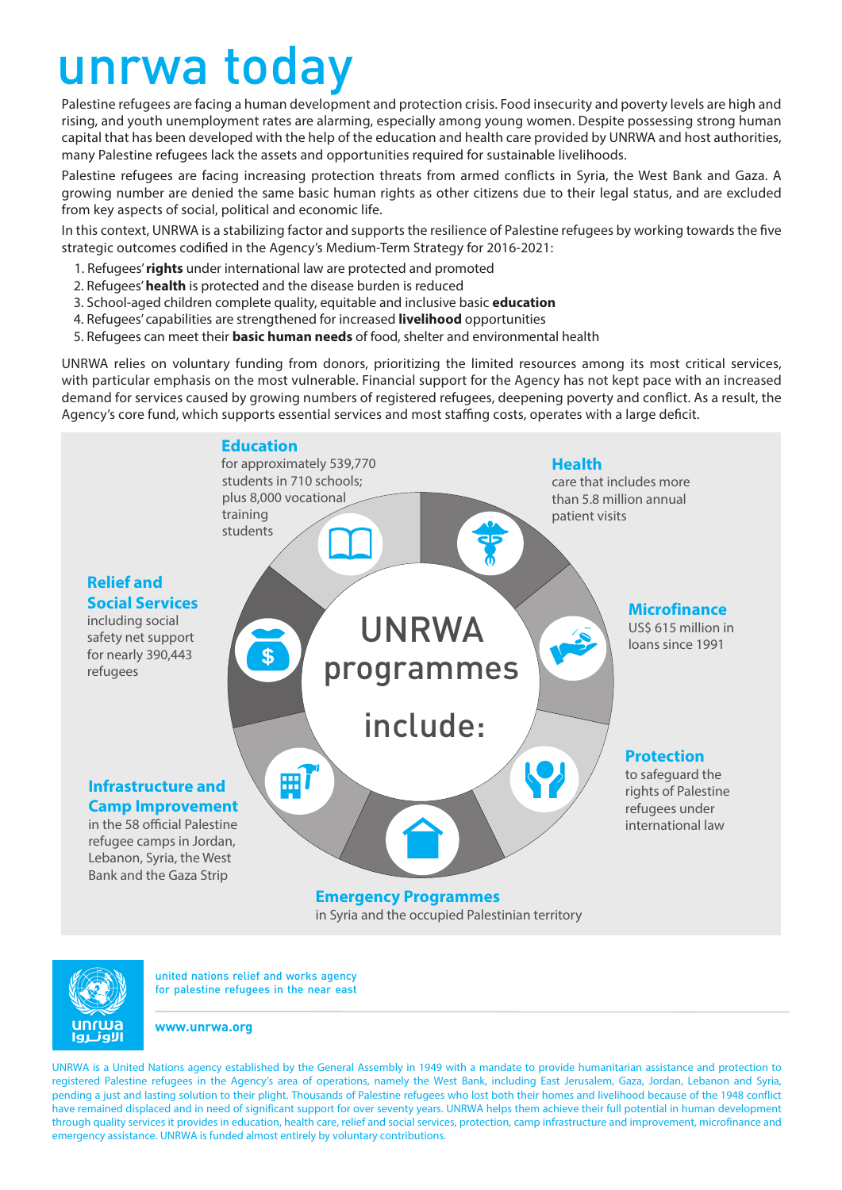# unrwa today

Palestine refugees are facing a human development and protection crisis. Food insecurity and poverty levels are high and rising, and youth unemployment rates are alarming, especially among young women. Despite possessing strong human capital that has been developed with the help of the education and health care provided by UNRWA and host authorities, many Palestine refugees lack the assets and opportunities required for sustainable livelihoods.

Palestine refugees are facing increasing protection threats from armed conflicts in Syria, the West Bank and Gaza. A growing number are denied the same basic human rights as other citizens due to their legal status, and are excluded from key aspects of social, political and economic life.

In this context, UNRWA is a stabilizing factor and supports the resilience of Palestine refugees by working towards the five strategic outcomes codified in the Agency's Medium-Term Strategy for 2016-2021:

1. Refugees' **rights** under international law are protected and promoted
2. Refugees' **health** is protected and the disease burden is reduced
3. School-aged children complete quality, equitable and inclusive basic **education**
4. Refugees' capabilities are strengthened for increased **livelihood** opportunities
5. Refugees can meet their **basic human needs** of food, shelter and environmental health

UNRWA relies on voluntary funding from donors, prioritizing the limited resources among its most critical services, with particular emphasis on the most vulnerable. Financial support for the Agency has not kept pace with an increased demand for services caused by growing numbers of registered refugees, deepening poverty and conflict. As a result, the Agency's core fund, which supports essential services and most staffing costs, operates with a large deficit.

UNRWA programmes include:

**Education**
for approximately 539,770 students in 710 schools; plus 8,000 vocational training students

**Health**
care that includes more than 5.8 million annual patient visits

**Microfinance**
US$ 615 million in loans since 1991

**Protection**
to safeguard the rights of Palestine refugees under international law

**Emergency Programmes**
in Syria and the occupied Palestinian territory

**Infrastructure and Camp Improvement**
in the 58 official Palestine refugee camps in Jordan, Lebanon, Syria, the West Bank and the Gaza Strip

**Relief and Social Services**
including social safety net support for nearly 390,443 refugees

unrwa
الاونروا

united nations relief and works agency
for palestine refugees in the near east

www.unrwa.org

UNRWA is a United Nations agency established by the General Assembly in 1949 with a mandate to provide humanitarian assistance and protection to registered Palestine refugees in the Agency's area of operations, namely the West Bank, including East Jerusalem, Gaza, Jordan, Lebanon and Syria, pending a just and lasting solution to their plight. Thousands of Palestine refugees who lost both their homes and livelihood because of the 1948 conflict have remained displaced and in need of significant support for over seventy years. UNRWA helps them achieve their full potential in human development through quality services it provides in education, health care, relief and social services, protection, camp infrastructure and improvement, microfinance and emergency assistance. UNRWA is funded almost entirely by voluntary contributions.